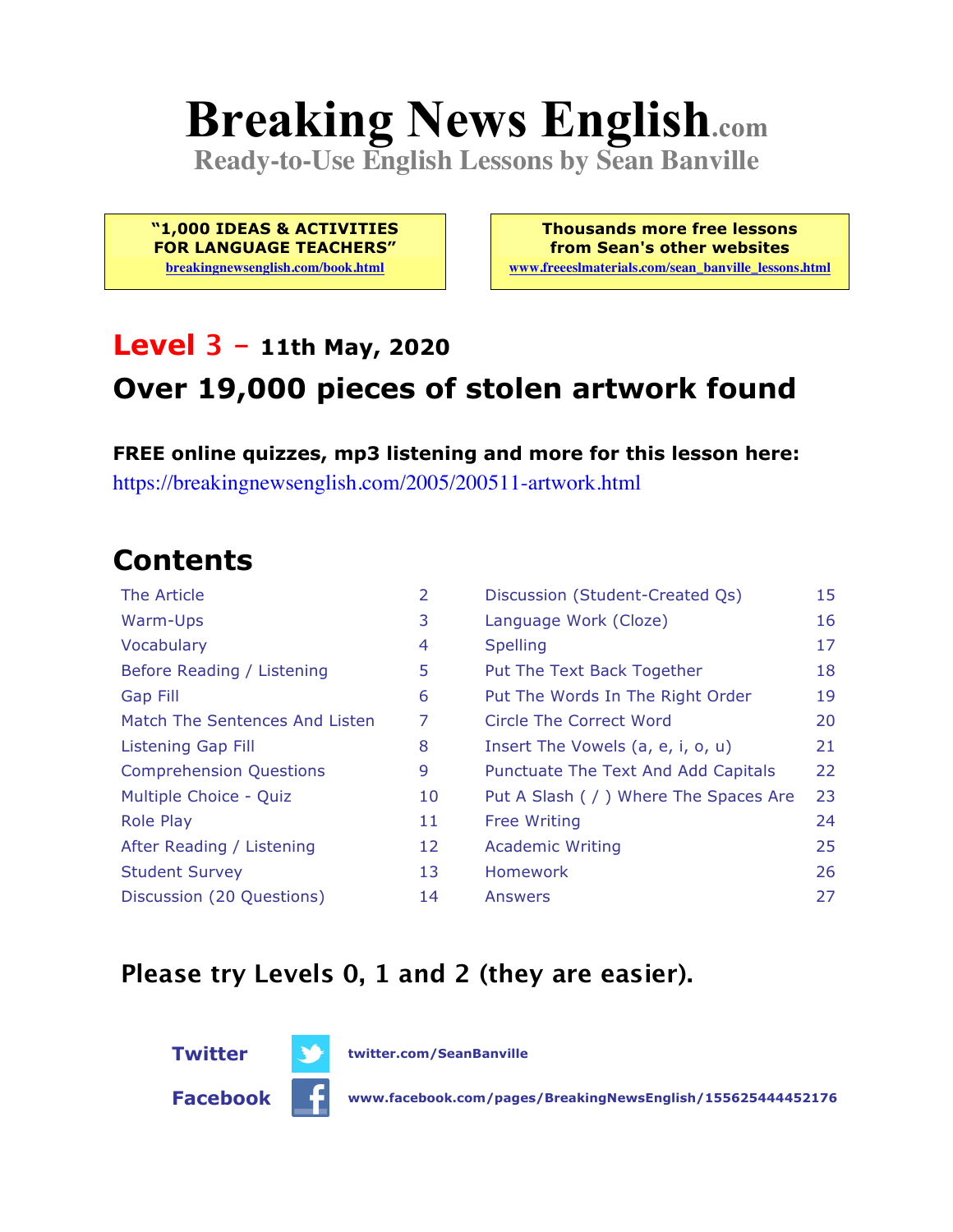# Breaking News English.com

**Ready-to-Use English Lessons by Sean Banville**

**"1,000 IDEAS & ACTIVITIES FOR LANGUAGE TEACHERS"**
breakingnewsenglish.com/book.html

**Thousands more free lessons from Sean's other websites**
www.freeeslmaterials.com/sean_banville_lessons.html

## Level 3 – 11th May, 2020

## Over 19,000 pieces of stolen artwork found

**FREE online quizzes, mp3 listening and more for this lesson here:**
https://breakingnewsenglish.com/2005/200511-artwork.html

## Contents

| | | | |
|---|---|---|---|
| The Article | 2 | Discussion (Student-Created Qs) | 15 |
| Warm-Ups | 3 | Language Work (Cloze) | 16 |
| Vocabulary | 4 | Spelling | 17 |
| Before Reading / Listening | 5 | Put The Text Back Together | 18 |
| Gap Fill | 6 | Put The Words In The Right Order | 19 |
| Match The Sentences And Listen | 7 | Circle The Correct Word | 20 |
| Listening Gap Fill | 8 | Insert The Vowels (a, e, i, o, u) | 21 |
| Comprehension Questions | 9 | Punctuate The Text And Add Capitals | 22 |
| Multiple Choice - Quiz | 10 | Put A Slash ( / ) Where The Spaces Are | 23 |
| Role Play | 11 | Free Writing | 24 |
| After Reading / Listening | 12 | Academic Writing | 25 |
| Student Survey | 13 | Homework | 26 |
| Discussion (20 Questions) | 14 | Answers | 27 |

**Please try Levels 0, 1 and 2 (they are easier).**

**Twitter** twitter.com/SeanBanville

**Facebook** www.facebook.com/pages/BreakingNewsEnglish/155625444452176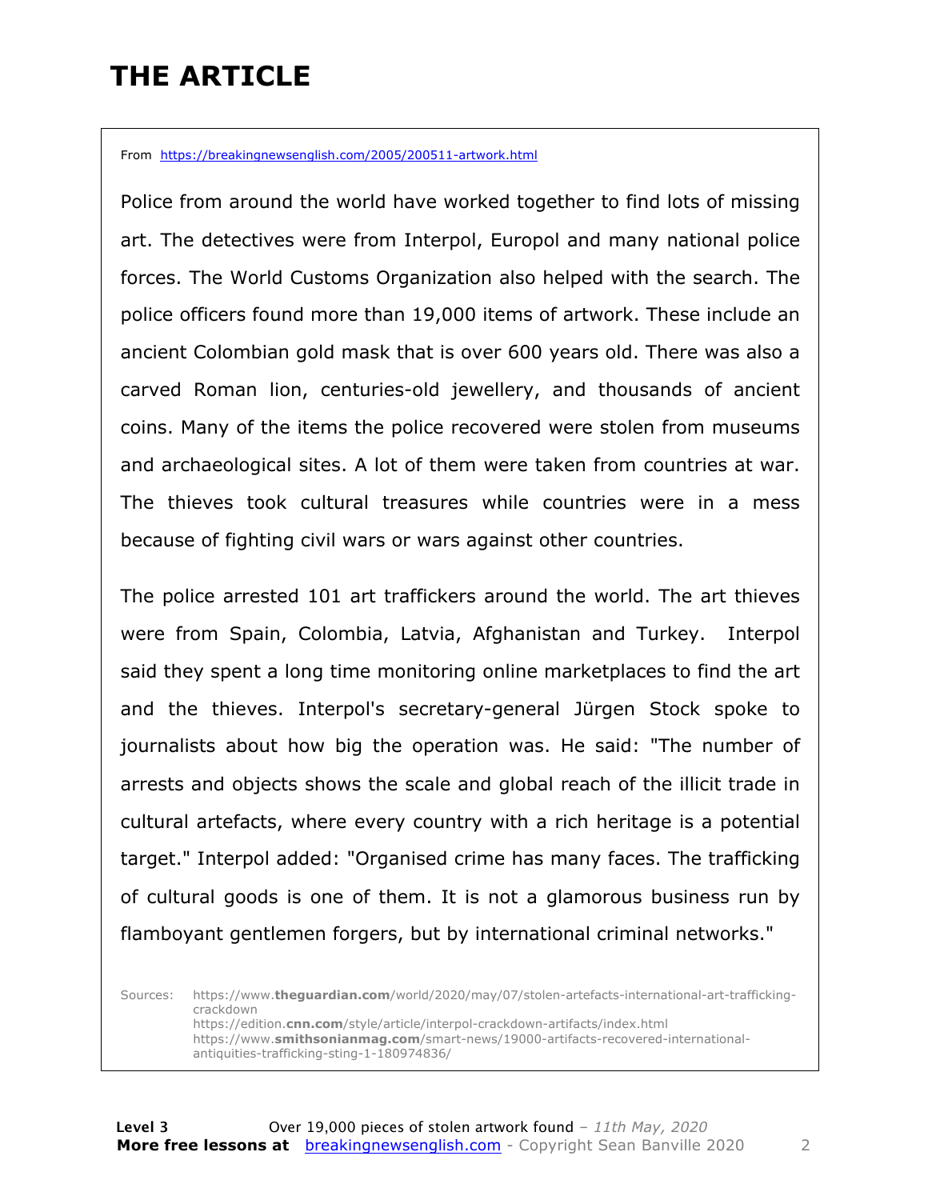# THE ARTICLE

From https://breakingnewsenglish.com/2005/200511-artwork.html

Police from around the world have worked together to find lots of missing art. The detectives were from Interpol, Europol and many national police forces. The World Customs Organization also helped with the search. The police officers found more than 19,000 items of artwork. These include an ancient Colombian gold mask that is over 600 years old. There was also a carved Roman lion, centuries-old jewellery, and thousands of ancient coins. Many of the items the police recovered were stolen from museums and archaeological sites. A lot of them were taken from countries at war. The thieves took cultural treasures while countries were in a mess because of fighting civil wars or wars against other countries.

The police arrested 101 art traffickers around the world. The art thieves were from Spain, Colombia, Latvia, Afghanistan and Turkey. Interpol said they spent a long time monitoring online marketplaces to find the art and the thieves. Interpol's secretary-general Jürgen Stock spoke to journalists about how big the operation was. He said: "The number of arrests and objects shows the scale and global reach of the illicit trade in cultural artefacts, where every country with a rich heritage is a potential target." Interpol added: "Organised crime has many faces. The trafficking of cultural goods is one of them. It is not a glamorous business run by flamboyant gentlemen forgers, but by international criminal networks."

Sources: https://www.theguardian.com/world/2020/may/07/stolen-artefacts-international-art-trafficking-crackdown
https://edition.cnn.com/style/article/interpol-crackdown-artifacts/index.html
https://www.smithsonianmag.com/smart-news/19000-artifacts-recovered-international-antiquities-trafficking-sting-1-180974836/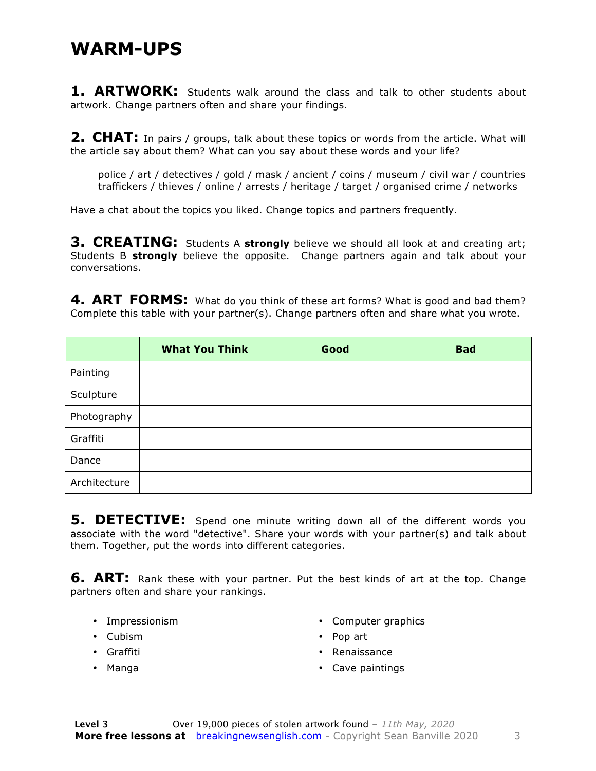# WARM-UPS

**1. ARTWORK:** Students walk around the class and talk to other students about artwork. Change partners often and share your findings.

**2. CHAT:** In pairs / groups, talk about these topics or words from the article. What will the article say about them? What can you say about these words and your life?

> police / art / detectives / gold / mask / ancient / coins / museum / civil war / countries traffickers / thieves / online / arrests / heritage / target / organised crime / networks

Have a chat about the topics you liked. Change topics and partners frequently.

**3. CREATING:** Students A **strongly** believe we should all look at and creating art; Students B **strongly** believe the opposite. Change partners again and talk about your conversations.

**4. ART FORMS:** What do you think of these art forms? What is good and bad them? Complete this table with your partner(s). Change partners often and share what you wrote.

| | What You Think | Good | Bad |
|---|---|---|---|
| Painting | | | |
| Sculpture | | | |
| Photography | | | |
| Graffiti | | | |
| Dance | | | |
| Architecture | | | |

**5. DETECTIVE:** Spend one minute writing down all of the different words you associate with the word "detective". Share your words with your partner(s) and talk about them. Together, put the words into different categories.

**6. ART:** Rank these with your partner. Put the best kinds of art at the top. Change partners often and share your rankings.

- Impressionism
- Cubism
- Graffiti
- Manga
- Computer graphics
- Pop art
- Renaissance
- Cave paintings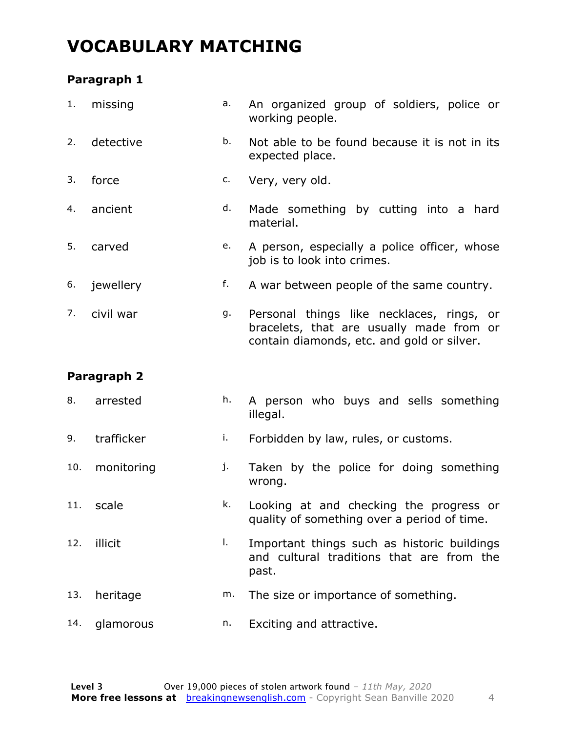# VOCABULARY MATCHING

### Paragraph 1

| | | | |
|---|---|---|---|
| 1. | missing | a. | An organized group of soldiers, police or working people. |
| 2. | detective | b. | Not able to be found because it is not in its expected place. |
| 3. | force | c. | Very, very old. |
| 4. | ancient | d. | Made something by cutting into a hard material. |
| 5. | carved | e. | A person, especially a police officer, whose job is to look into crimes. |
| 6. | jewellery | f. | A war between people of the same country. |
| 7. | civil war | g. | Personal things like necklaces, rings, or bracelets, that are usually made from or contain diamonds, etc. and gold or silver. |

### Paragraph 2

| | | | |
|---|---|---|---|
| 8. | arrested | h. | A person who buys and sells something illegal. |
| 9. | trafficker | i. | Forbidden by law, rules, or customs. |
| 10. | monitoring | j. | Taken by the police for doing something wrong. |
| 11. | scale | k. | Looking at and checking the progress or quality of something over a period of time. |
| 12. | illicit | l. | Important things such as historic buildings and cultural traditions that are from the past. |
| 13. | heritage | m. | The size or importance of something. |
| 14. | glamorous | n. | Exciting and attractive. |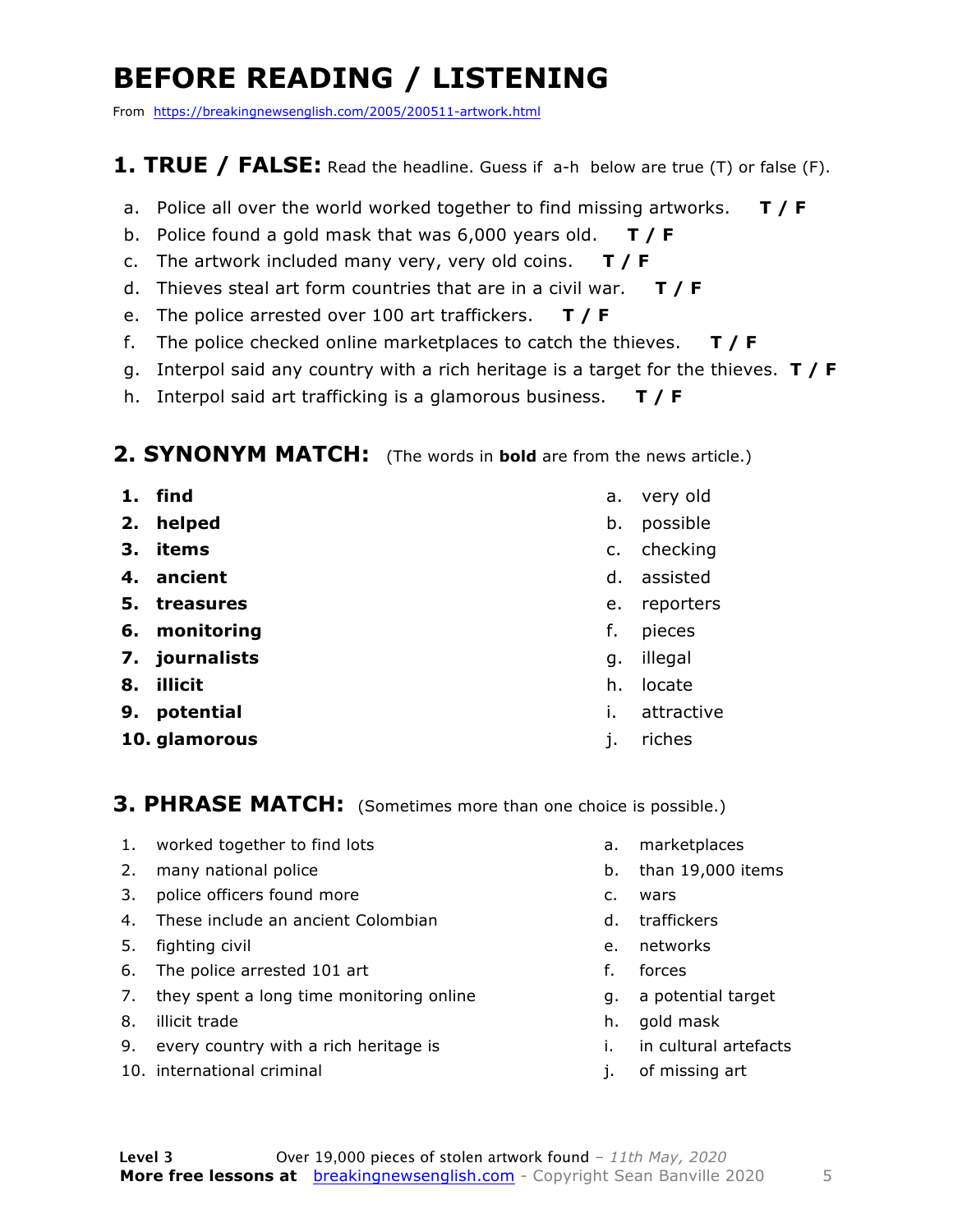# BEFORE READING / LISTENING

From https://breakingnewsenglish.com/2005/200511-artwork.html

## 1. TRUE / FALSE: Read the headline. Guess if a-h below are true (T) or false (F).

a. Police all over the world worked together to find missing artworks. **T / F**
b. Police found a gold mask that was 6,000 years old. **T / F**
c. The artwork included many very, very old coins. **T / F**
d. Thieves steal art form countries that are in a civil war. **T / F**
e. The police arrested over 100 art traffickers. **T / F**
f. The police checked online marketplaces to catch the thieves. **T / F**
g. Interpol said any country with a rich heritage is a target for the thieves. **T / F**
h. Interpol said art trafficking is a glamorous business. **T / F**

## 2. SYNONYM MATCH: (The words in **bold** are from the news article.)

1. **find**
2. **helped**
3. **items**
4. **ancient**
5. **treasures**
6. **monitoring**
7. **journalists**
8. **illicit**
9. **potential**
10. **glamorous**

a. very old
b. possible
c. checking
d. assisted
e. reporters
f. pieces
g. illegal
h. locate
i. attractive
j. riches

## 3. PHRASE MATCH: (Sometimes more than one choice is possible.)

1. worked together to find lots
2. many national police
3. police officers found more
4. These include an ancient Colombian
5. fighting civil
6. The police arrested 101 art
7. they spent a long time monitoring online
8. illicit trade
9. every country with a rich heritage is
10. international criminal

a. marketplaces
b. than 19,000 items
c. wars
d. traffickers
e. networks
f. forces
g. a potential target
h. gold mask
i. in cultural artefacts
j. of missing art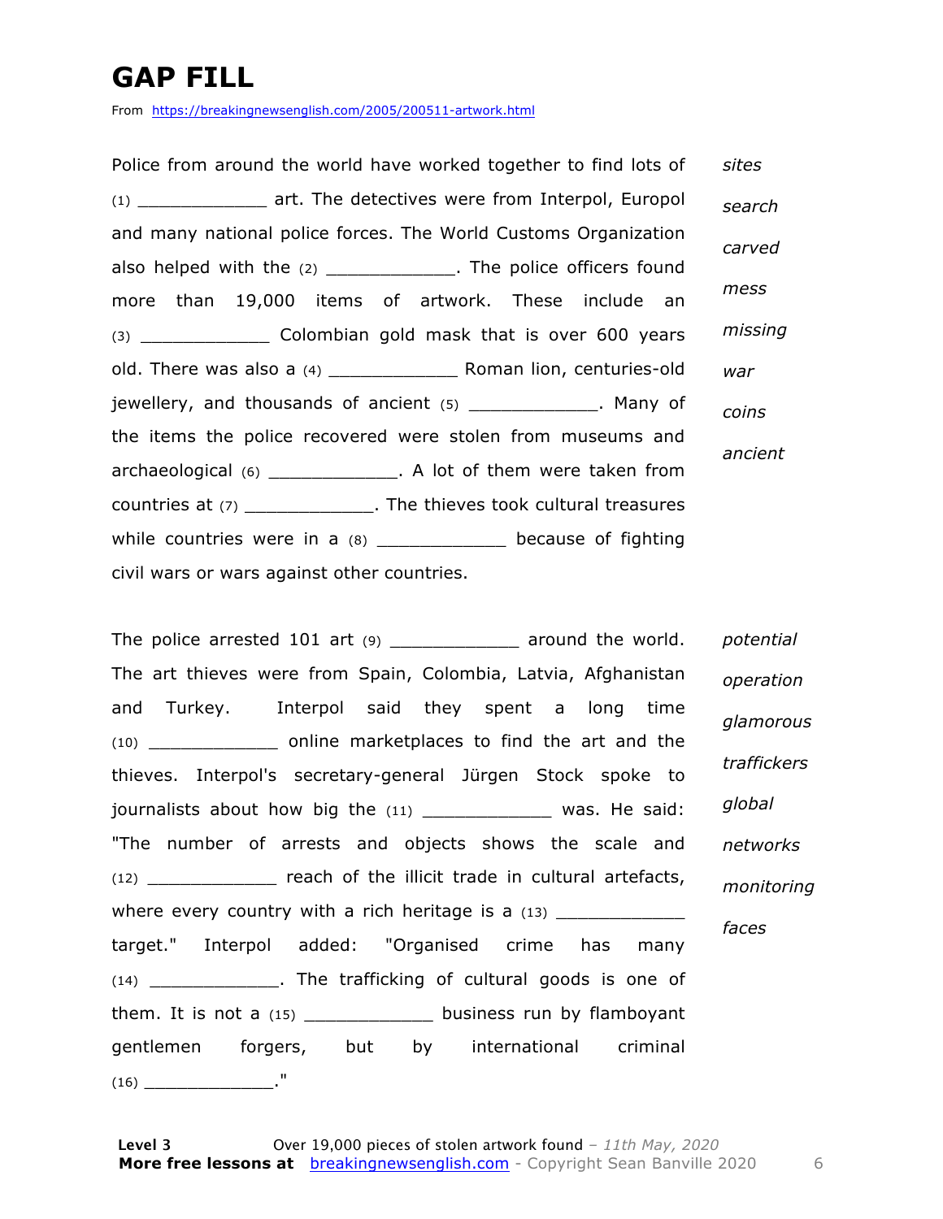# GAP FILL

From https://breakingnewsenglish.com/2005/200511-artwork.html

Police from around the world have worked together to find lots of (1) ____________ art. The detectives were from Interpol, Europol and many national police forces. The World Customs Organization also helped with the (2) ____________. The police officers found more than 19,000 items of artwork. These include an (3) ____________ Colombian gold mask that is over 600 years old. There was also a (4) ____________ Roman lion, centuries-old jewellery, and thousands of ancient (5) ____________. Many of the items the police recovered were stolen from museums and archaeological (6) ____________. A lot of them were taken from countries at (7) ____________. The thieves took cultural treasures while countries were in a (8) ____________ because of fighting civil wars or wars against other countries.

*sites*
*search*
*carved*
*mess*
*missing*
*war*
*coins*
*ancient*

The police arrested 101 art (9) ____________ around the world. The art thieves were from Spain, Colombia, Latvia, Afghanistan and Turkey. Interpol said they spent a long time (10) ____________ online marketplaces to find the art and the thieves. Interpol's secretary-general Jürgen Stock spoke to journalists about how big the (11) ____________ was. He said: "The number of arrests and objects shows the scale and (12) ____________ reach of the illicit trade in cultural artefacts, where every country with a rich heritage is a (13) ____________ target." Interpol added: "Organised crime has many (14) ____________. The trafficking of cultural goods is one of them. It is not a (15) ____________ business run by flamboyant gentlemen forgers, but by international criminal (16) ____________."

*potential*
*operation*
*glamorous*
*traffickers*
*global*
*networks*
*monitoring*
*faces*

**Level 3** Over 19,000 pieces of stolen artwork found – *11th May, 2020*
**More free lessons at** breakingnewsenglish.com - Copyright Sean Banville 2020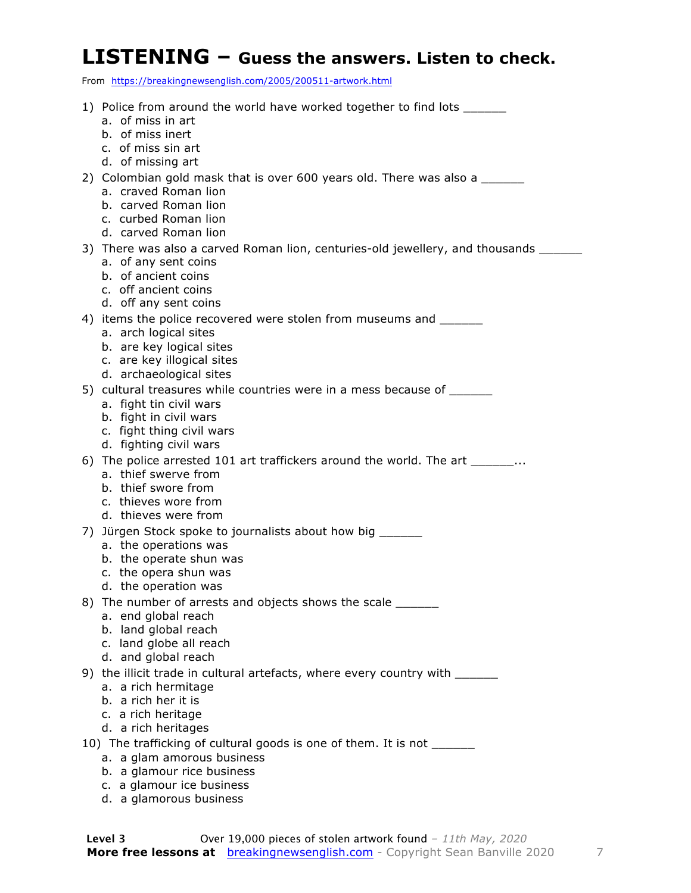# LISTENING – Guess the answers. Listen to check.

From https://breakingnewsenglish.com/2005/200511-artwork.html

1) Police from around the world have worked together to find lots ______
   a. of miss in art
   b. of miss inert
   c. of miss sin art
   d. of missing art
2) Colombian gold mask that is over 600 years old. There was also a ______
   a. craved Roman lion
   b. carved Roman lion
   c. curbed Roman lion
   d. carved Roman lion
3) There was also a carved Roman lion, centuries-old jewellery, and thousands ______
   a. of any sent coins
   b. of ancient coins
   c. off ancient coins
   d. off any sent coins
4) items the police recovered were stolen from museums and ______
   a. arch logical sites
   b. are key logical sites
   c. are key illogical sites
   d. archaeological sites
5) cultural treasures while countries were in a mess because of ______
   a. fight tin civil wars
   b. fight in civil wars
   c. fight thing civil wars
   d. fighting civil wars
6) The police arrested 101 art traffickers around the world. The art ______...
   a. thief swerve from
   b. thief swore from
   c. thieves wore from
   d. thieves were from
7) Jürgen Stock spoke to journalists about how big ______
   a. the operations was
   b. the operate shun was
   c. the opera shun was
   d. the operation was
8) The number of arrests and objects shows the scale ______
   a. end global reach
   b. land global reach
   c. land globe all reach
   d. and global reach
9) the illicit trade in cultural artefacts, where every country with ______
   a. a rich hermitage
   b. a rich her it is
   c. a rich heritage
   d. a rich heritages
10) The trafficking of cultural goods is one of them. It is not ______
   a. a glam amorous business
   b. a glamour rice business
   c. a glamour ice business
   d. a glamorous business

**Level 3** Over 19,000 pieces of stolen artwork found – *11th May, 2020*
**More free lessons at** breakingnewsenglish.com - Copyright Sean Banville 2020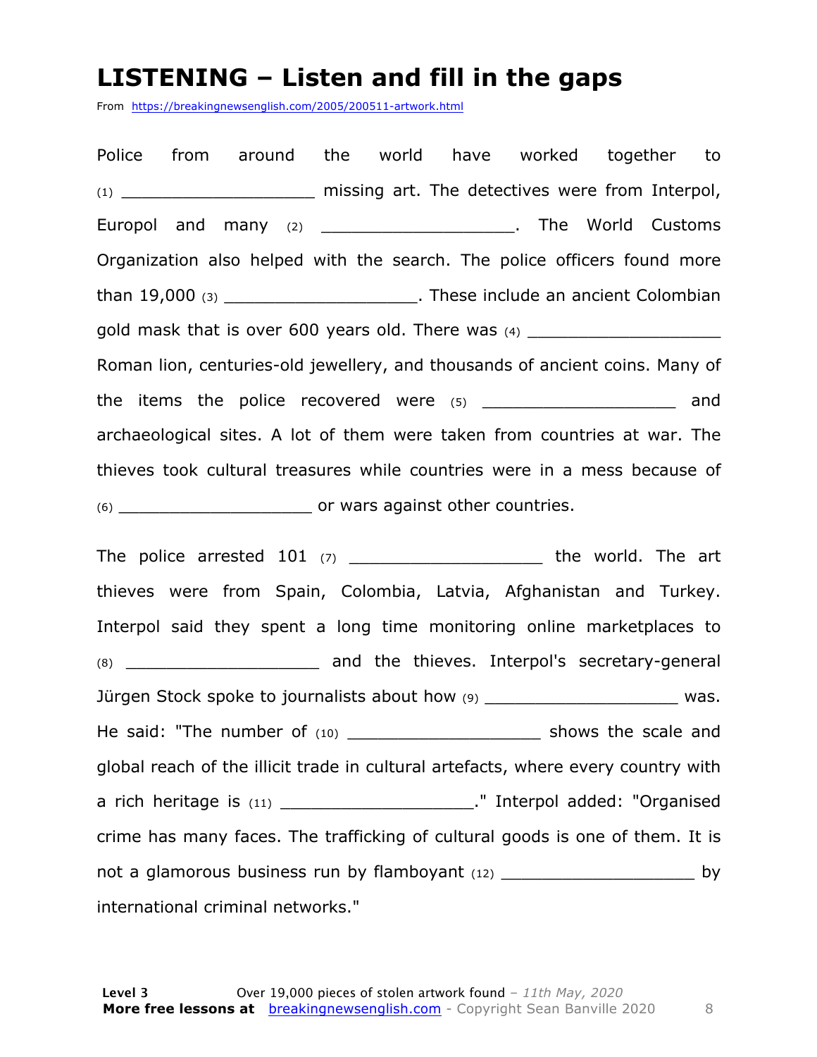# LISTENING – Listen and fill in the gaps

From https://breakingnewsenglish.com/2005/200511-artwork.html

Police from around the world have worked together to (1) ___________________ missing art. The detectives were from Interpol, Europol and many (2) ___________________. The World Customs Organization also helped with the search. The police officers found more than 19,000 (3) ___________________. These include an ancient Colombian gold mask that is over 600 years old. There was (4) ___________________ Roman lion, centuries-old jewellery, and thousands of ancient coins. Many of the items the police recovered were (5) ___________________ and archaeological sites. A lot of them were taken from countries at war. The thieves took cultural treasures while countries were in a mess because of (6) ___________________ or wars against other countries.

The police arrested 101 (7) ___________________ the world. The art thieves were from Spain, Colombia, Latvia, Afghanistan and Turkey. Interpol said they spent a long time monitoring online marketplaces to (8) ___________________ and the thieves. Interpol's secretary-general Jürgen Stock spoke to journalists about how (9) ___________________ was. He said: "The number of (10) ___________________ shows the scale and global reach of the illicit trade in cultural artefacts, where every country with a rich heritage is (11) ___________________." Interpol added: "Organised crime has many faces. The trafficking of cultural goods is one of them. It is not a glamorous business run by flamboyant (12) ___________________ by international criminal networks."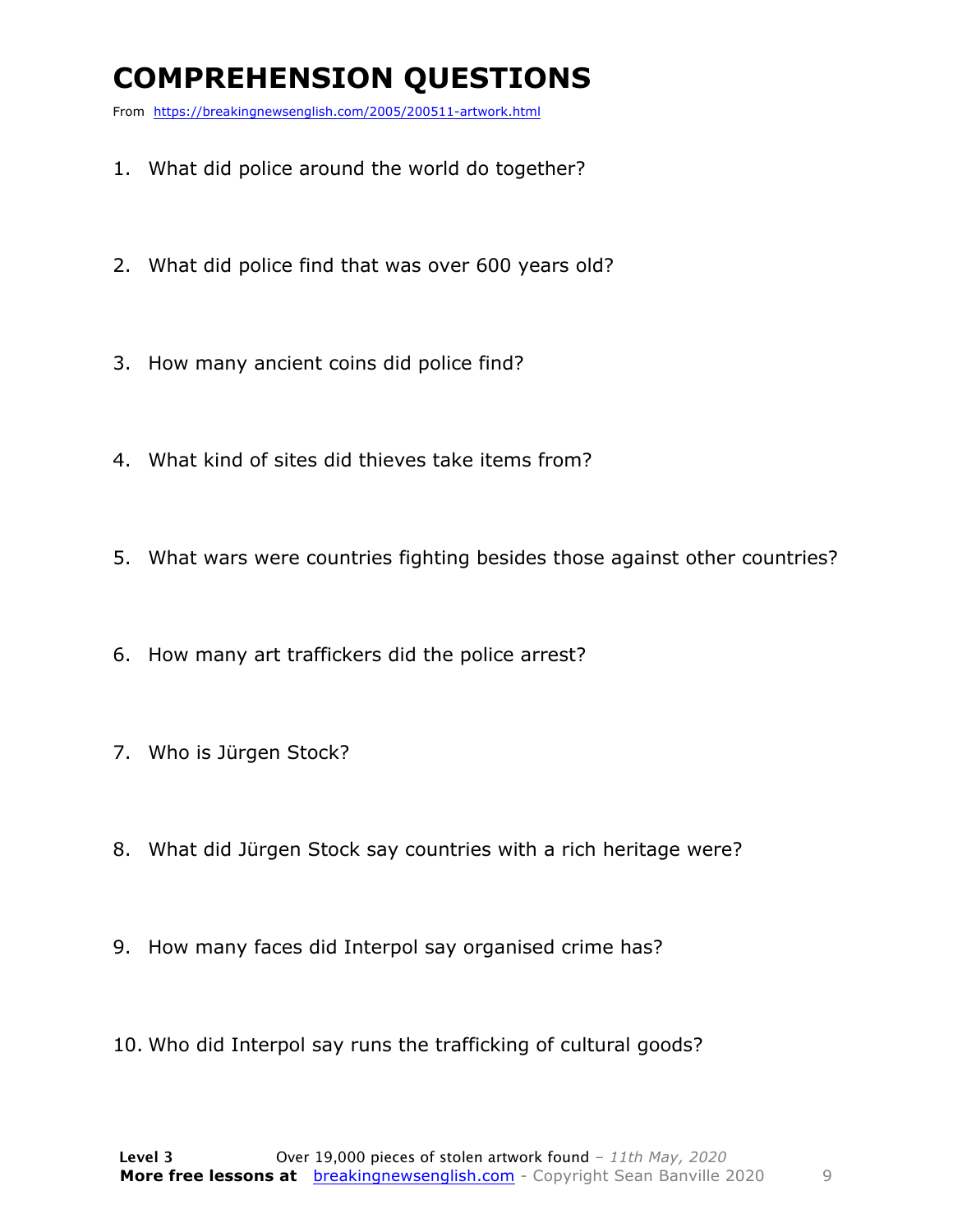# COMPREHENSION QUESTIONS

From https://breakingnewsenglish.com/2005/200511-artwork.html

1. What did police around the world do together?

2. What did police find that was over 600 years old?

3. How many ancient coins did police find?

4. What kind of sites did thieves take items from?

5. What wars were countries fighting besides those against other countries?

6. How many art traffickers did the police arrest?

7. Who is Jürgen Stock?

8. What did Jürgen Stock say countries with a rich heritage were?

9. How many faces did Interpol say organised crime has?

10. Who did Interpol say runs the trafficking of cultural goods?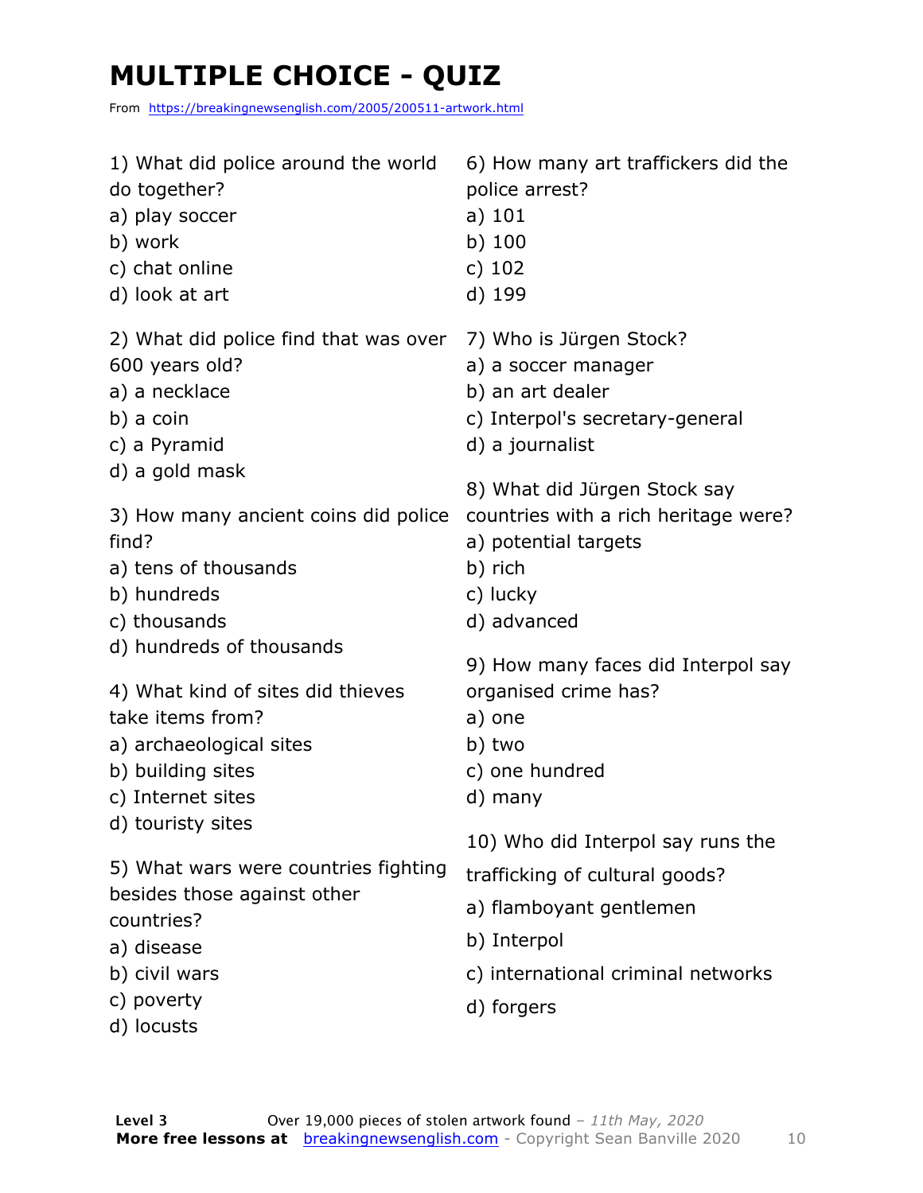# MULTIPLE CHOICE - QUIZ

From https://breakingnewsenglish.com/2005/200511-artwork.html

1) What did police around the world do together?
a) play soccer
b) work
c) chat online
d) look at art

2) What did police find that was over 600 years old?
a) a necklace
b) a coin
c) a Pyramid
d) a gold mask

3) How many ancient coins did police find?
a) tens of thousands
b) hundreds
c) thousands
d) hundreds of thousands

4) What kind of sites did thieves take items from?
a) archaeological sites
b) building sites
c) Internet sites
d) touristy sites

5) What wars were countries fighting besides those against other countries?
a) disease
b) civil wars
c) poverty
d) locusts

6) How many art traffickers did the police arrest?
a) 101
b) 100
c) 102
d) 199

7) Who is Jürgen Stock?
a) a soccer manager
b) an art dealer
c) Interpol's secretary-general
d) a journalist

8) What did Jürgen Stock say countries with a rich heritage were?
a) potential targets
b) rich
c) lucky
d) advanced

9) How many faces did Interpol say organised crime has?
a) one
b) two
c) one hundred
d) many

10) Who did Interpol say runs the trafficking of cultural goods?
a) flamboyant gentlemen
b) Interpol
c) international criminal networks
d) forgers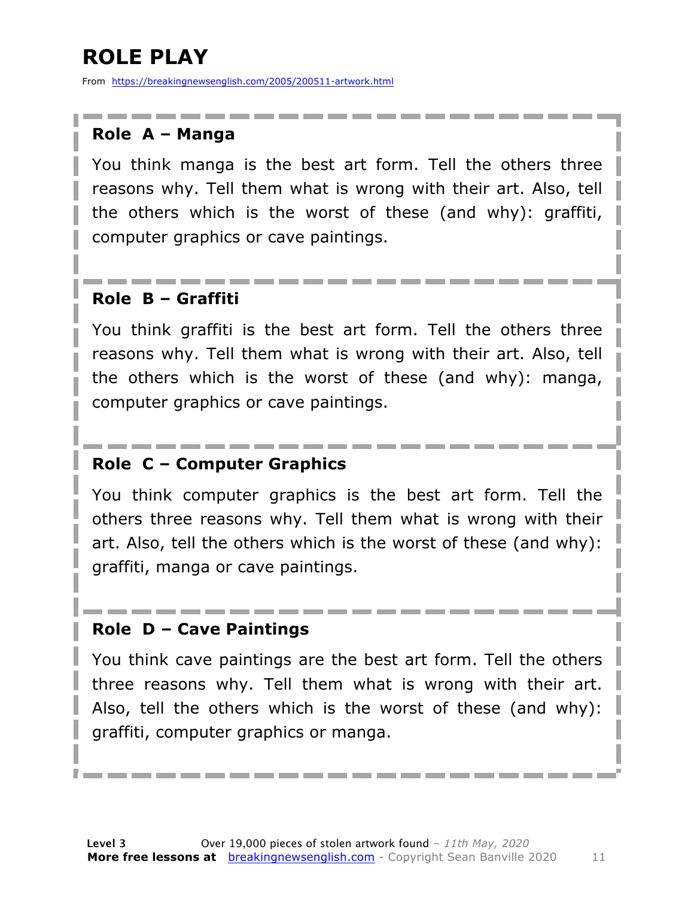# ROLE PLAY

From https://breakingnewsenglish.com/2005/200511-artwork.html

### Role A – Manga

You think manga is the best art form. Tell the others three reasons why. Tell them what is wrong with their art. Also, tell the others which is the worst of these (and why): graffiti, computer graphics or cave paintings.

### Role B – Graffiti

You think graffiti is the best art form. Tell the others three reasons why. Tell them what is wrong with their art. Also, tell the others which is the worst of these (and why): manga, computer graphics or cave paintings.

### Role C – Computer Graphics

You think computer graphics is the best art form. Tell the others three reasons why. Tell them what is wrong with their art. Also, tell the others which is the worst of these (and why): graffiti, manga or cave paintings.

### Role D – Cave Paintings

You think cave paintings are the best art form. Tell the others three reasons why. Tell them what is wrong with their art. Also, tell the others which is the worst of these (and why): graffiti, computer graphics or manga.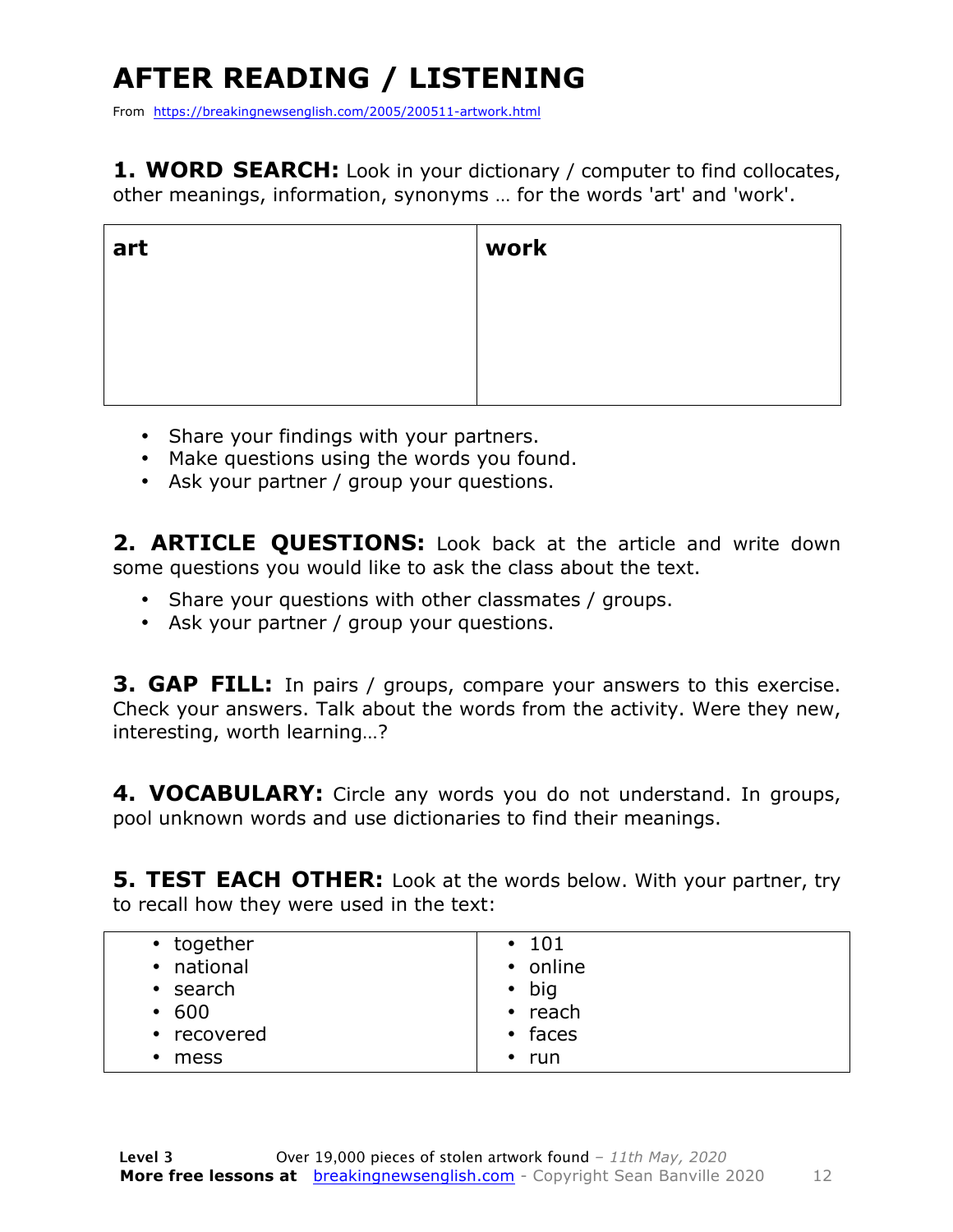# AFTER READING / LISTENING

From https://breakingnewsenglish.com/2005/200511-artwork.html

**1. WORD SEARCH:** Look in your dictionary / computer to find collocates, other meanings, information, synonyms … for the words 'art' and 'work'.

| **art** | **work** |
|---|---|
| | |

- Share your findings with your partners.
- Make questions using the words you found.
- Ask your partner / group your questions.

**2. ARTICLE QUESTIONS:** Look back at the article and write down some questions you would like to ask the class about the text.

- Share your questions with other classmates / groups.
- Ask your partner / group your questions.

**3. GAP FILL:** In pairs / groups, compare your answers to this exercise. Check your answers. Talk about the words from the activity. Were they new, interesting, worth learning…?

**4. VOCABULARY:** Circle any words you do not understand. In groups, pool unknown words and use dictionaries to find their meanings.

**5. TEST EACH OTHER:** Look at the words below. With your partner, try to recall how they were used in the text:

| | |
|---|---|
| • together | • 101 |
| • national | • online |
| • search | • big |
| • 600 | • reach |
| • recovered | • faces |
| • mess | • run |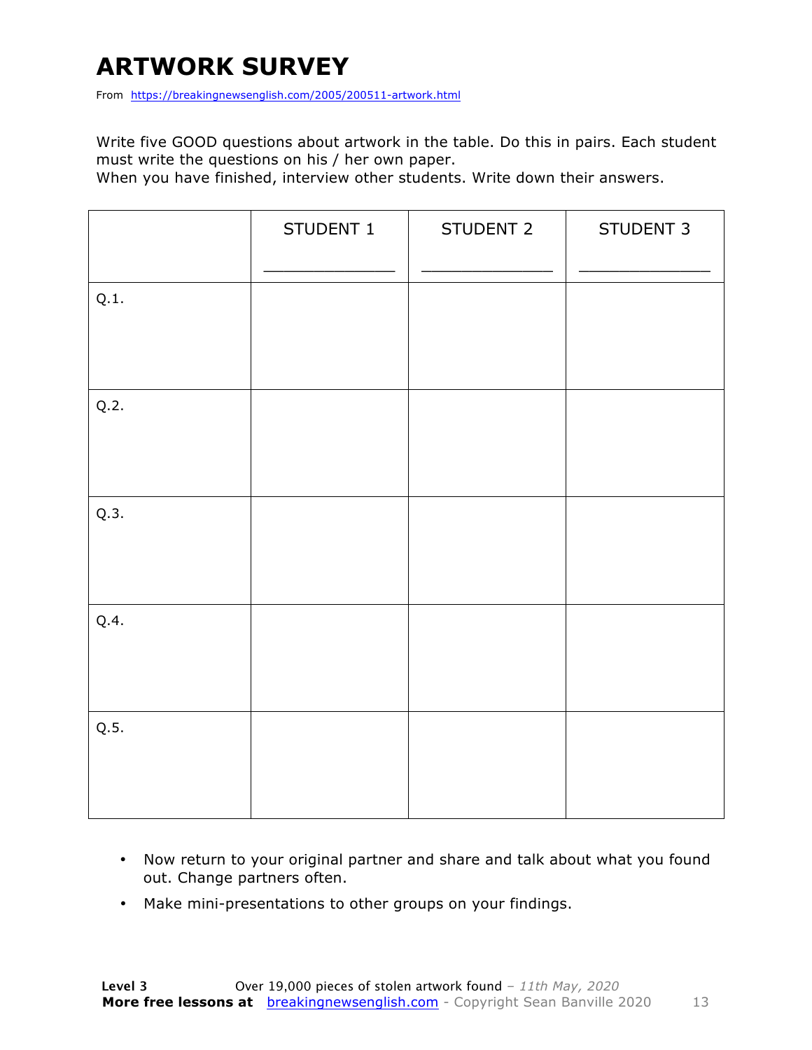# ARTWORK SURVEY

From https://breakingnewsenglish.com/2005/200511-artwork.html

Write five GOOD questions about artwork in the table. Do this in pairs. Each student must write the questions on his / her own paper.

When you have finished, interview other students. Write down their answers.

| | STUDENT 1<br>_____________ | STUDENT 2<br>_____________ | STUDENT 3<br>_____________ |
|---|---|---|---|
| Q.1. | | | |
| Q.2. | | | |
| Q.3. | | | |
| Q.4. | | | |
| Q.5. | | | |

- Now return to your original partner and share and talk about what you found out. Change partners often.
- Make mini-presentations to other groups on your findings.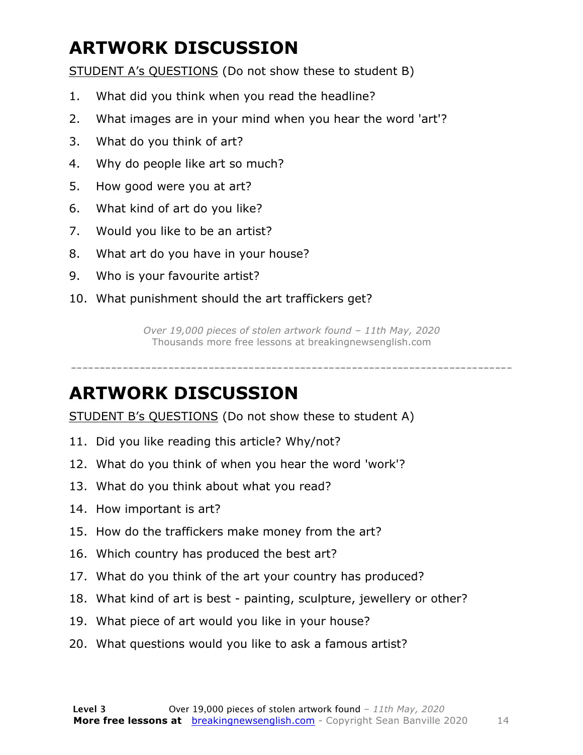# ARTWORK DISCUSSION

STUDENT A's QUESTIONS (Do not show these to student B)

1. What did you think when you read the headline?
2. What images are in your mind when you hear the word 'art'?
3. What do you think of art?
4. Why do people like art so much?
5. How good were you at art?
6. What kind of art do you like?
7. Would you like to be an artist?
8. What art do you have in your house?
9. Who is your favourite artist?
10. What punishment should the art traffickers get?

*Over 19,000 pieces of stolen artwork found – 11th May, 2020*
Thousands more free lessons at breakingnewsenglish.com

---

# ARTWORK DISCUSSION

STUDENT B's QUESTIONS (Do not show these to student A)

11. Did you like reading this article? Why/not?
12. What do you think of when you hear the word 'work'?
13. What do you think about what you read?
14. How important is art?
15. How do the traffickers make money from the art?
16. Which country has produced the best art?
17. What do you think of the art your country has produced?
18. What kind of art is best - painting, sculpture, jewellery or other?
19. What piece of art would you like in your house?
20. What questions would you like to ask a famous artist?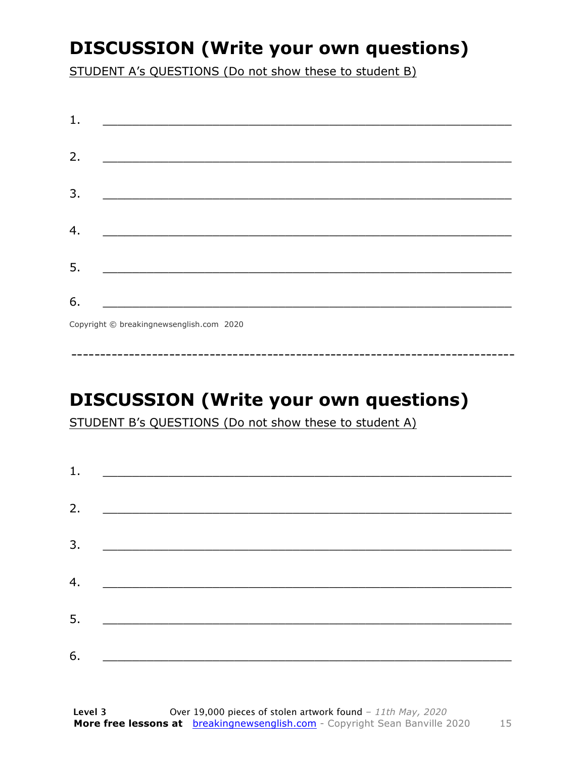# DISCUSSION (Write your own questions)

STUDENT A's QUESTIONS (Do not show these to student B)

1. ___________________________________________________________

2. ___________________________________________________________

3. ___________________________________________________________

4. ___________________________________________________________

5. ___________________________________________________________

6. ___________________________________________________________

Copyright © breakingnewsenglish.com 2020

---

# DISCUSSION (Write your own questions)

STUDENT B's QUESTIONS (Do not show these to student A)

1. ___________________________________________________________

2. ___________________________________________________________

3. ___________________________________________________________

4. ___________________________________________________________

5. ___________________________________________________________

6. ___________________________________________________________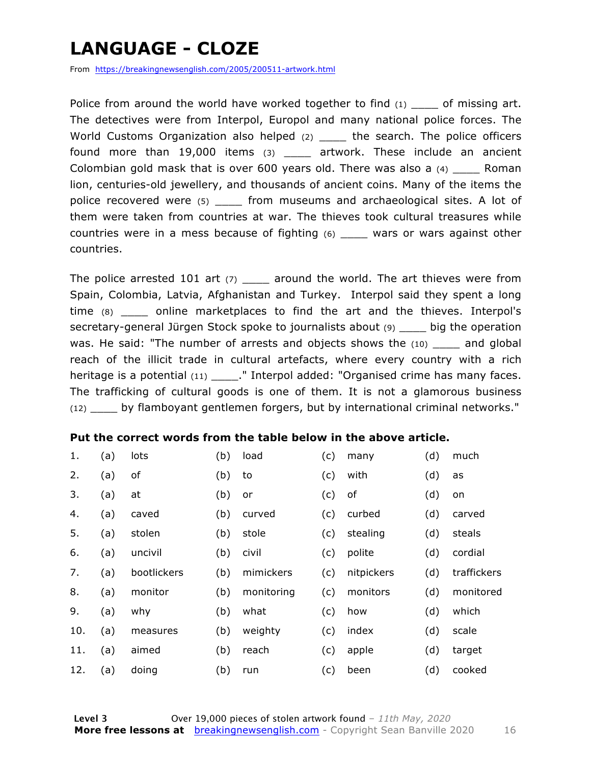# LANGUAGE - CLOZE

From https://breakingnewsenglish.com/2005/200511-artwork.html

Police from around the world have worked together to find (1) ____ of missing art. The detectives were from Interpol, Europol and many national police forces. The World Customs Organization also helped (2) ____ the search. The police officers found more than 19,000 items (3) ____ artwork. These include an ancient Colombian gold mask that is over 600 years old. There was also a (4) ____ Roman lion, centuries-old jewellery, and thousands of ancient coins. Many of the items the police recovered were (5) ____ from museums and archaeological sites. A lot of them were taken from countries at war. The thieves took cultural treasures while countries were in a mess because of fighting (6) ____ wars or wars against other countries.

The police arrested 101 art (7) ____ around the world. The art thieves were from Spain, Colombia, Latvia, Afghanistan and Turkey. Interpol said they spent a long time (8) ____ online marketplaces to find the art and the thieves. Interpol's secretary-general Jürgen Stock spoke to journalists about (9) ____ big the operation was. He said: "The number of arrests and objects shows the (10) ____ and global reach of the illicit trade in cultural artefacts, where every country with a rich heritage is a potential (11) ____." Interpol added: "Organised crime has many faces. The trafficking of cultural goods is one of them. It is not a glamorous business (12) ____ by flamboyant gentlemen forgers, but by international criminal networks."

**Put the correct words from the table below in the above article.**

| | | | | | | | | |
|---|---|---|---|---|---|---|---|---|
| 1. | (a) | lots | (b) | load | (c) | many | (d) | much |
| 2. | (a) | of | (b) | to | (c) | with | (d) | as |
| 3. | (a) | at | (b) | or | (c) | of | (d) | on |
| 4. | (a) | caved | (b) | curved | (c) | curbed | (d) | carved |
| 5. | (a) | stolen | (b) | stole | (c) | stealing | (d) | steals |
| 6. | (a) | uncivil | (b) | civil | (c) | polite | (d) | cordial |
| 7. | (a) | bootlickers | (b) | mimickers | (c) | nitpickers | (d) | traffickers |
| 8. | (a) | monitor | (b) | monitoring | (c) | monitors | (d) | monitored |
| 9. | (a) | why | (b) | what | (c) | how | (d) | which |
| 10. | (a) | measures | (b) | weighty | (c) | index | (d) | scale |
| 11. | (a) | aimed | (b) | reach | (c) | apple | (d) | target |
| 12. | (a) | doing | (b) | run | (c) | been | (d) | cooked |

**Level 3** Over 19,000 pieces of stolen artwork found – *11th May, 2020*
**More free lessons at** breakingnewsenglish.com - Copyright Sean Banville 2020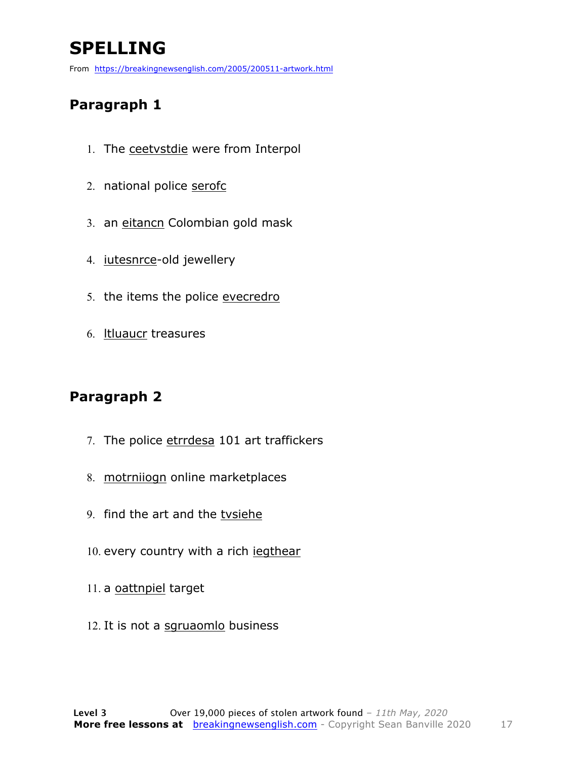# SPELLING

From https://breakingnewsenglish.com/2005/200511-artwork.html

## Paragraph 1

1. The ceetvstdie were from Interpol
2. national police serofc
3. an eitancn Colombian gold mask
4. iutesnrce-old jewellery
5. the items the police evecredro
6. ltluaucr treasures

## Paragraph 2

7. The police etrrdesa 101 art traffickers
8. motrniiogn online marketplaces
9. find the art and the tvsiehe
10. every country with a rich iegthear
11. a oattnpiel target
12. It is not a sgruaomlo business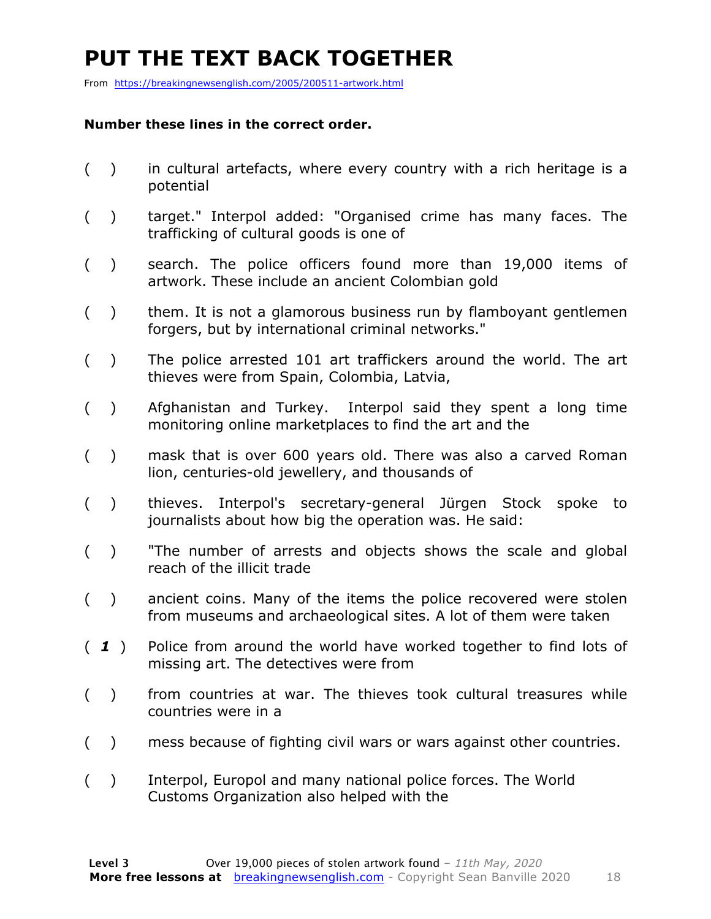# PUT THE TEXT BACK TOGETHER

From https://breakingnewsenglish.com/2005/200511-artwork.html

**Number these lines in the correct order.**

( ) in cultural artefacts, where every country with a rich heritage is a potential

( ) target." Interpol added: "Organised crime has many faces. The trafficking of cultural goods is one of

( ) search. The police officers found more than 19,000 items of artwork. These include an ancient Colombian gold

( ) them. It is not a glamorous business run by flamboyant gentlemen forgers, but by international criminal networks."

( ) The police arrested 101 art traffickers around the world. The art thieves were from Spain, Colombia, Latvia,

( ) Afghanistan and Turkey. Interpol said they spent a long time monitoring online marketplaces to find the art and the

( ) mask that is over 600 years old. There was also a carved Roman lion, centuries-old jewellery, and thousands of

( ) thieves. Interpol's secretary-general Jürgen Stock spoke to journalists about how big the operation was. He said:

( ) "The number of arrests and objects shows the scale and global reach of the illicit trade

( ) ancient coins. Many of the items the police recovered were stolen from museums and archaeological sites. A lot of them were taken

( ***1*** ) Police from around the world have worked together to find lots of missing art. The detectives were from

( ) from countries at war. The thieves took cultural treasures while countries were in a

( ) mess because of fighting civil wars or wars against other countries.

( ) Interpol, Europol and many national police forces. The World Customs Organization also helped with the

**Level 3** Over 19,000 pieces of stolen artwork found – *11th May, 2020*
**More free lessons at** breakingnewsenglish.com - Copyright Sean Banville 2020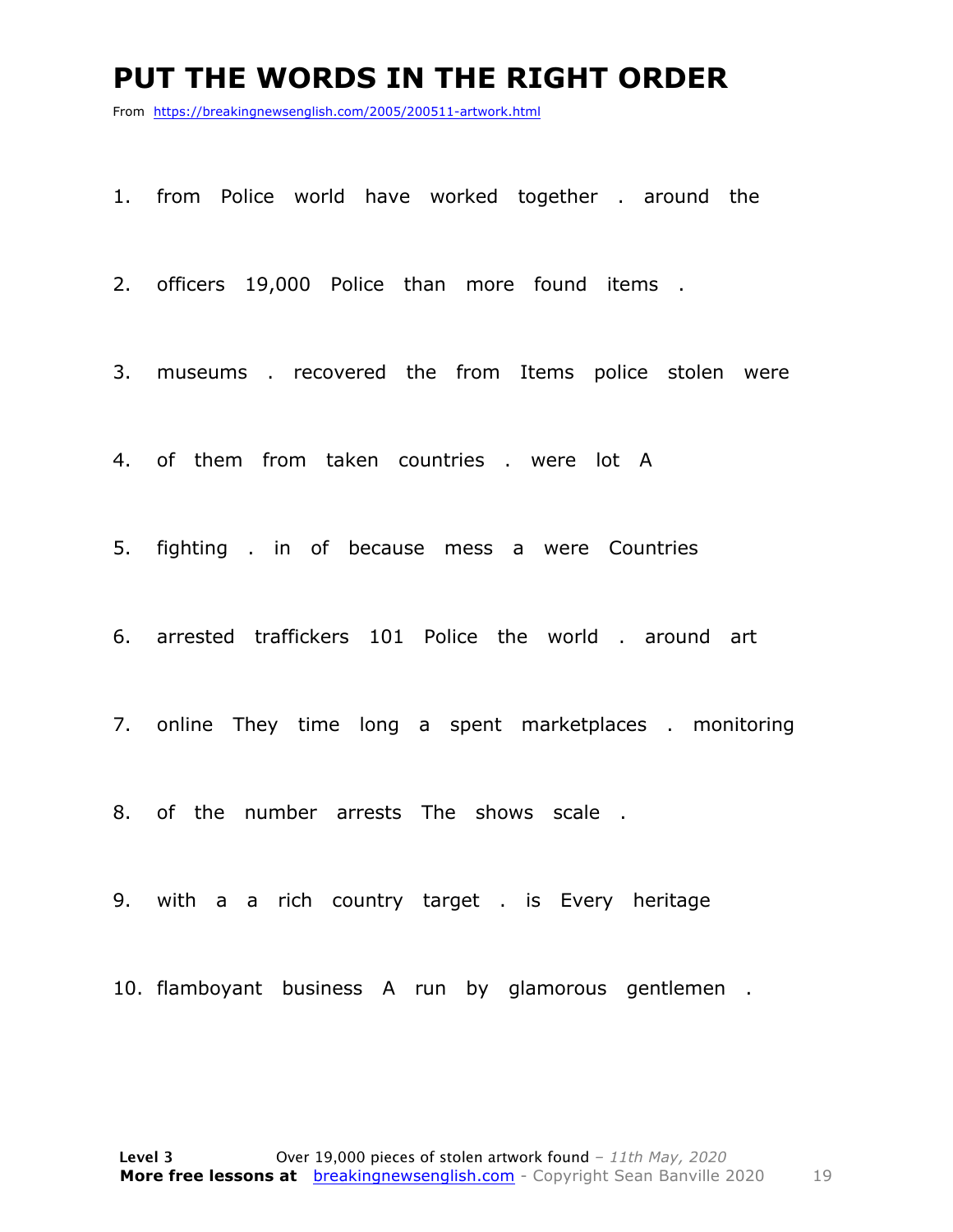# PUT THE WORDS IN THE RIGHT ORDER

From https://breakingnewsenglish.com/2005/200511-artwork.html

1. from Police world have worked together . around the

2. officers 19,000 Police than more found items .

3. museums . recovered the from Items police stolen were

4. of them from taken countries . were lot A

5. fighting . in of because mess a were Countries

6. arrested traffickers 101 Police the world . around art

7. online They time long a spent marketplaces . monitoring

8. of the number arrests The shows scale .

9. with a a rich country target . is Every heritage

10. flamboyant business A run by glamorous gentlemen .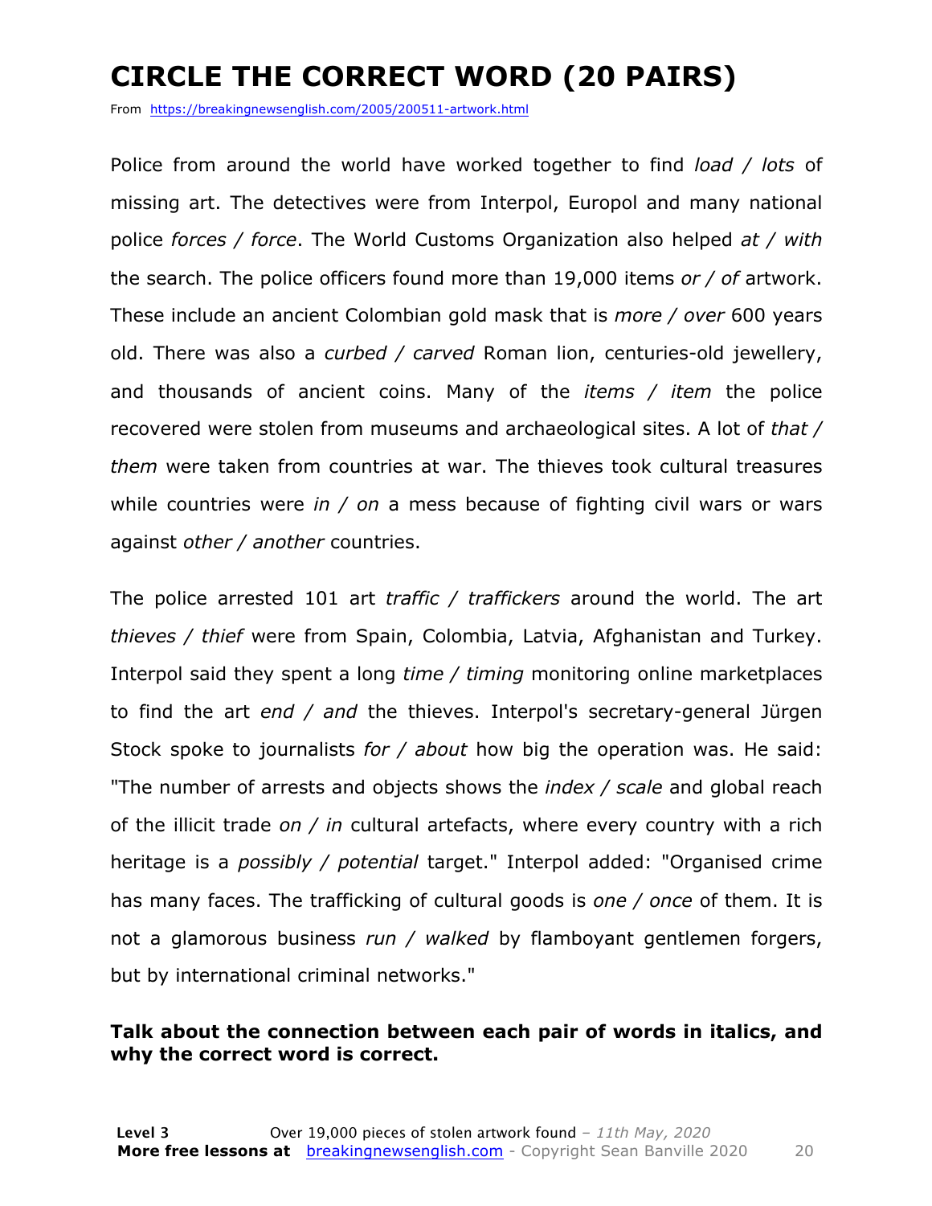# CIRCLE THE CORRECT WORD (20 PAIRS)

From https://breakingnewsenglish.com/2005/200511-artwork.html

Police from around the world have worked together to find *load / lots* of missing art. The detectives were from Interpol, Europol and many national police *forces / force*. The World Customs Organization also helped *at / with* the search. The police officers found more than 19,000 items *or / of* artwork. These include an ancient Colombian gold mask that is *more / over* 600 years old. There was also a *curbed / carved* Roman lion, centuries-old jewellery, and thousands of ancient coins. Many of the *items / item* the police recovered were stolen from museums and archaeological sites. A lot of *that / them* were taken from countries at war. The thieves took cultural treasures while countries were *in / on* a mess because of fighting civil wars or wars against *other / another* countries.

The police arrested 101 art *traffic / traffickers* around the world. The art *thieves / thief* were from Spain, Colombia, Latvia, Afghanistan and Turkey. Interpol said they spent a long *time / timing* monitoring online marketplaces to find the art *end / and* the thieves. Interpol's secretary-general Jürgen Stock spoke to journalists *for / about* how big the operation was. He said: "The number of arrests and objects shows the *index / scale* and global reach of the illicit trade *on / in* cultural artefacts, where every country with a rich heritage is a *possibly / potential* target." Interpol added: "Organised crime has many faces. The trafficking of cultural goods is *one / once* of them. It is not a glamorous business *run / walked* by flamboyant gentlemen forgers, but by international criminal networks."

**Talk about the connection between each pair of words in italics, and why the correct word is correct.**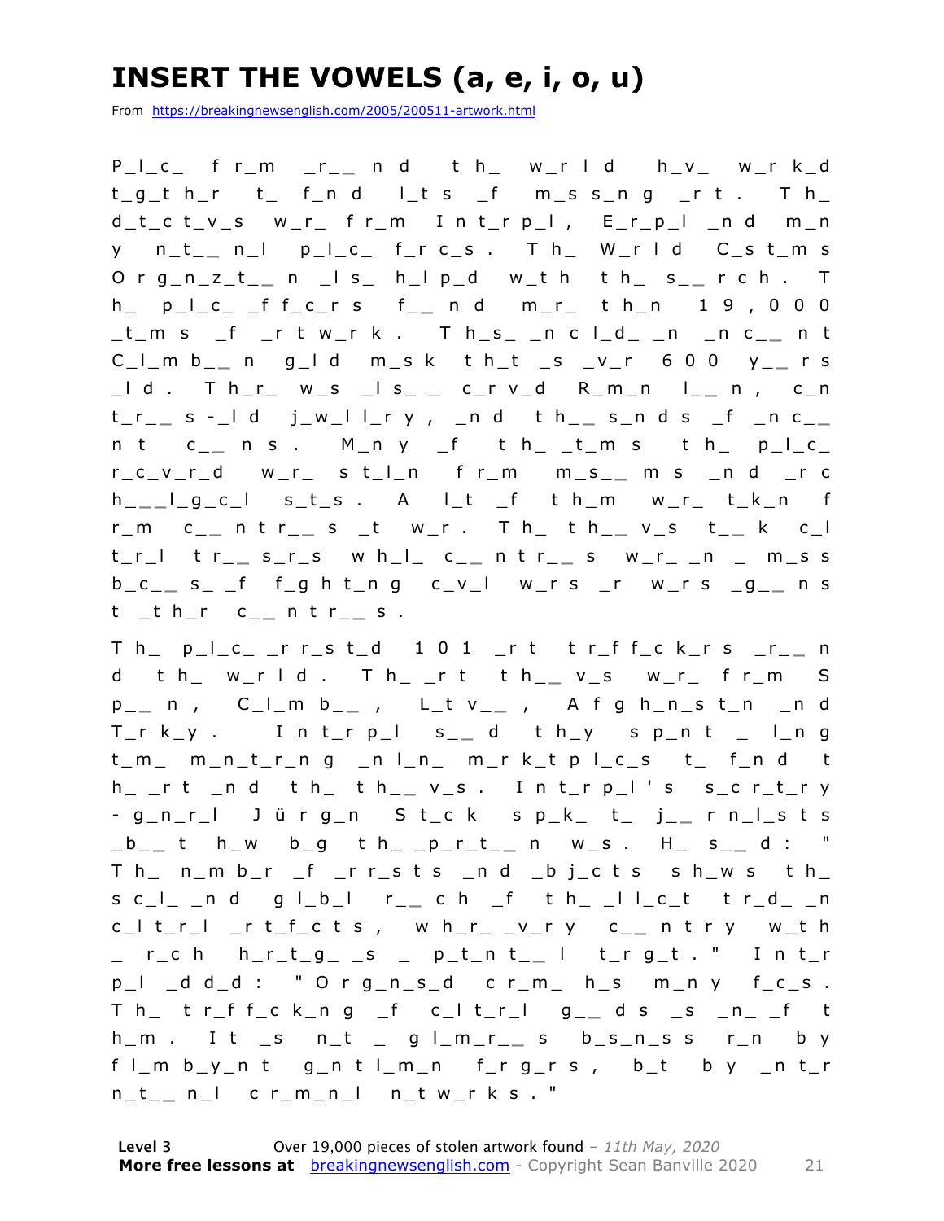# INSERT THE VOWELS (a, e, i, o, u)

From https://breakingnewsenglish.com/2005/200511-artwork.html

P_l_c_ f r_m _r_ _ n d t h_ w_r l d h_v_ w_r k_d t_g_t h_r t_ f_n d l_t s _f m_s s_n g _r t . T h_ d_t_c t_v_s w_r_ f r_m I n t_r p_l , E_r_p_l _n d m_n y n_t_ _ n_l p_l_c_ f_r c_s . T h_ W_r l d C_s t_m s O r g_n_z_t_ _ n _l s_ h_l p_d w_t h t h_ s_ _ r c h . T h_ p_l_c_ _f f_c_r s f_ _ n d m_r_ t h_n 1 9 , 0 0 0 _t_m s _f _r t w_r k . T h_s_ _n c l_d_ _n _n c_ _ n t C_l_m b_ _ n g_l d m_s k t h_t _s _v_r 6 0 0 y_ _ r s _l d . T h_r_ w_s _l s_ _ c_r v_d R_m_n l_ _ n , c_n t_r_ _ s -_l d j_w_l l_r y , _n d t h_ _ s_n d s _f _n c_ _ n t c_ _ n s . M_n y _f t h_ _t_m s t h_ p_l_c_ r_c_v_r_d w_r_ s t_l_n f r_m m_s_ _ m s _n d _r c h_ _ _l_g_c_l s_t_s . A l_t _f t h_m w_r_ t_k_n f r_m c_ _ n t r_ _ s _t w_r . T h_ t h_ _ v_s t_ _ k c_l t_r_l t r_ _ s_r_s w h_l_ c_ _ n t r_ _ s w_r_ _n _ m_s s b_c_ _ s_ _f f_g h t_n g c_v_l w_r s _r w_r s _g_ _ n s t _t h_r c_ _ n t r_ _ s .

T h_ p_l_c_ _r r_s t_d 1 0 1 _r t t r_f f_c k_r s _r_ _ n d t h_ w_r l d . T h_ _r t t h_ _ v_s w_r_ f r_m S p_ _ n , C_l_m b_ _ , L_t v_ _ , A f g h_n_s t_n _n d T_r k_y . I n t_r p_l s_ _ d t h_y s p_n t _ l_n g t_m_ m_n_t_r_n g _n l_n_ m_r k_t p l_c_s t_ f_n d t h_ _r t _n d t h_ t h_ _ v_s . I n t_r p_l ' s s_c r_t_r y - g_n_r_l J ü r g_n S t_c k s p_k_ t_ j_ _ r n_l_s t s _b_ _ t h_w b_g t h_ _p_r_t_ _ n w_s . H_ s_ _ d : " T h_ n_m b_r _f _r r_s t s _n d _b j_c t s s h_w s t h_ s c_l_ _n d g l_b_l r_ _ c h _f t h_ _l l_c_t t r_d_ _n c_l t_r_l _r t_f_c t s , w h_r_ _v_r y c_ _ n t r y w_t h _ r_c h h_r_t_g_ _s _ p_t_n t_ _ l t_r g_t . " I n t_r p_l _d d_d : " O r g_n_s_d c r_m_ h_s m_n y f_c_s . T h_ t r_f f_c k_n g _f c_l t_r_l g_ _ d s _s _n_ _f t h_m . I t _s n_t _ g l_m_r_ _ s b_s_n_s s r_n b y f l_m b_y_n t g_n t l_m_n f_r g_r s , b_t b y _n t_r n_t_ _ n_l c r_m_n_l n_t w_r k s . "

**Level 3** Over 19,000 pieces of stolen artwork found – *11th May, 2020*
**More free lessons at** breakingnewsenglish.com - Copyright Sean Banville 2020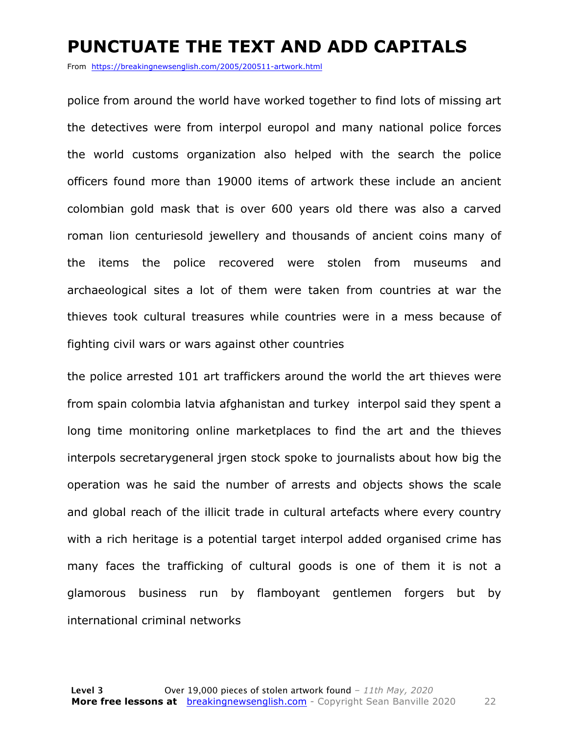# PUNCTUATE THE TEXT AND ADD CAPITALS

From https://breakingnewsenglish.com/2005/200511-artwork.html

police from around the world have worked together to find lots of missing art the detectives were from interpol europol and many national police forces the world customs organization also helped with the search the police officers found more than 19000 items of artwork these include an ancient colombian gold mask that is over 600 years old there was also a carved roman lion centuriesold jewellery and thousands of ancient coins many of the items the police recovered were stolen from museums and archaeological sites a lot of them were taken from countries at war the thieves took cultural treasures while countries were in a mess because of fighting civil wars or wars against other countries

the police arrested 101 art traffickers around the world the art thieves were from spain colombia latvia afghanistan and turkey  interpol said they spent a long time monitoring online marketplaces to find the art and the thieves interpols secretarygeneral jrgen stock spoke to journalists about how big the operation was he said the number of arrests and objects shows the scale and global reach of the illicit trade in cultural artefacts where every country with a rich heritage is a potential target interpol added organised crime has many faces the trafficking of cultural goods is one of them it is not a glamorous business run by flamboyant gentlemen forgers but by international criminal networks

**Level 3** Over 19,000 pieces of stolen artwork found – *11th May, 2020*
**More free lessons at** breakingnewsenglish.com - Copyright Sean Banville 2020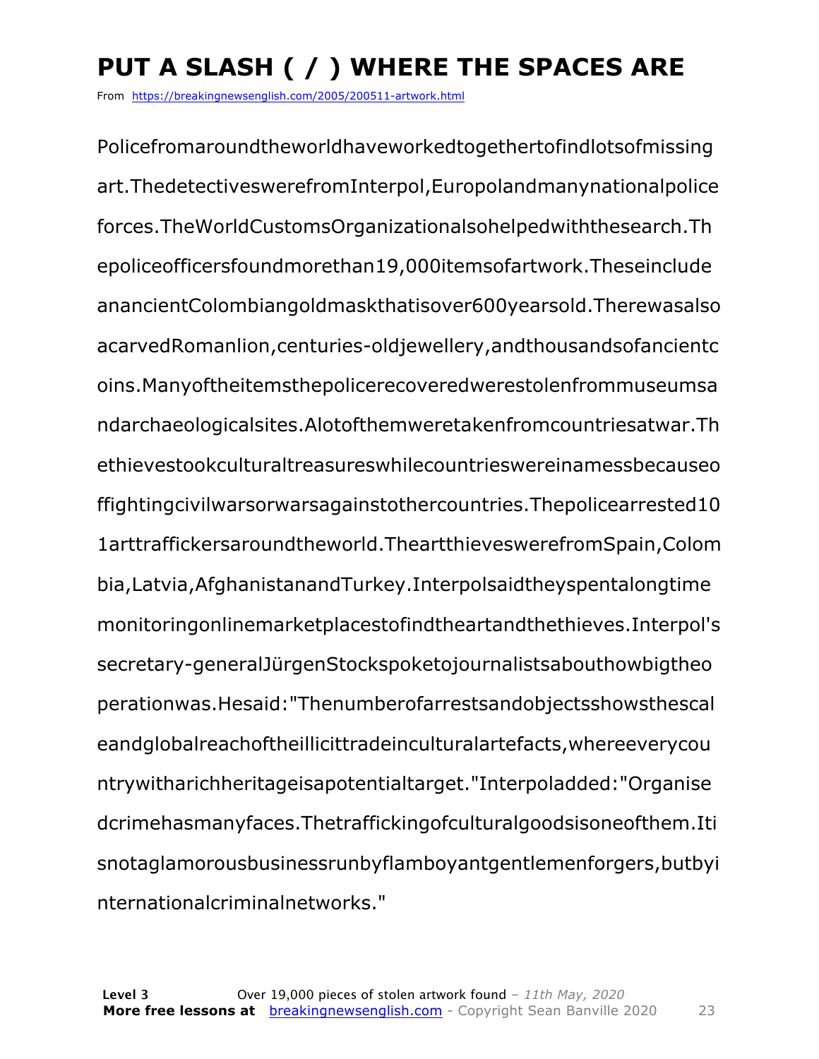# PUT A SLASH ( / ) WHERE THE SPACES ARE

From https://breakingnewsenglish.com/2005/200511-artwork.html

Policefromaroundtheworldhaveworkedtogethertofindlotsofmissing art.ThedetectiveswerefromInterpol,Europolandmanynationalpolice forces.TheWorldCustomsOrganizationalsohelpedwiththesearch.Th epoliceofficersfoundmorethan19,000itemsofartwork.Theseinclude anancientColombiangoldmaskthatisover600yearsold.Therewasalso acarvedRomanlion,centuries-oldjewellery,andthousandsofancientc oins.Manyoftheitemsthepolicerecoveredwerestolenfrommuseumsa ndarchaeologicalsites.Alotofthemweretakenfromcountriesatwar.Th ethievestookculturaltreasureswhilecountrieswereinamessbecauseo ffightingcivilwarsorwarsagainstothercountries.Thepolicearrested10 1arttraffickersaroundtheworld.TheartthieveswerefromSpain,Colom bia,Latvia,AfghanistanandTurkey.Interpolsaidtheyspentalongtime monitoringonlinemarketplacestofindtheartandthethieves.Interpol's secretary-generalJürgenStockspoketojournalistsabouthowbigtheo perationwas.Hesaid:"Thenumberofarrestsandobjectsshowsthescal eandglobalreachoftheillicittradeinculturalartefacts,whereeverycou ntrywitharichheritageisapotentialtarget."Interpoladded:"Organise dcrimehasmanyfaces.Thetraffickingofculturalgoodsisoneofthem.Iti snotaglamorousbusinessrunbyflamboyantgentlemenforgers,butbyi nternationalcriminalnetworks."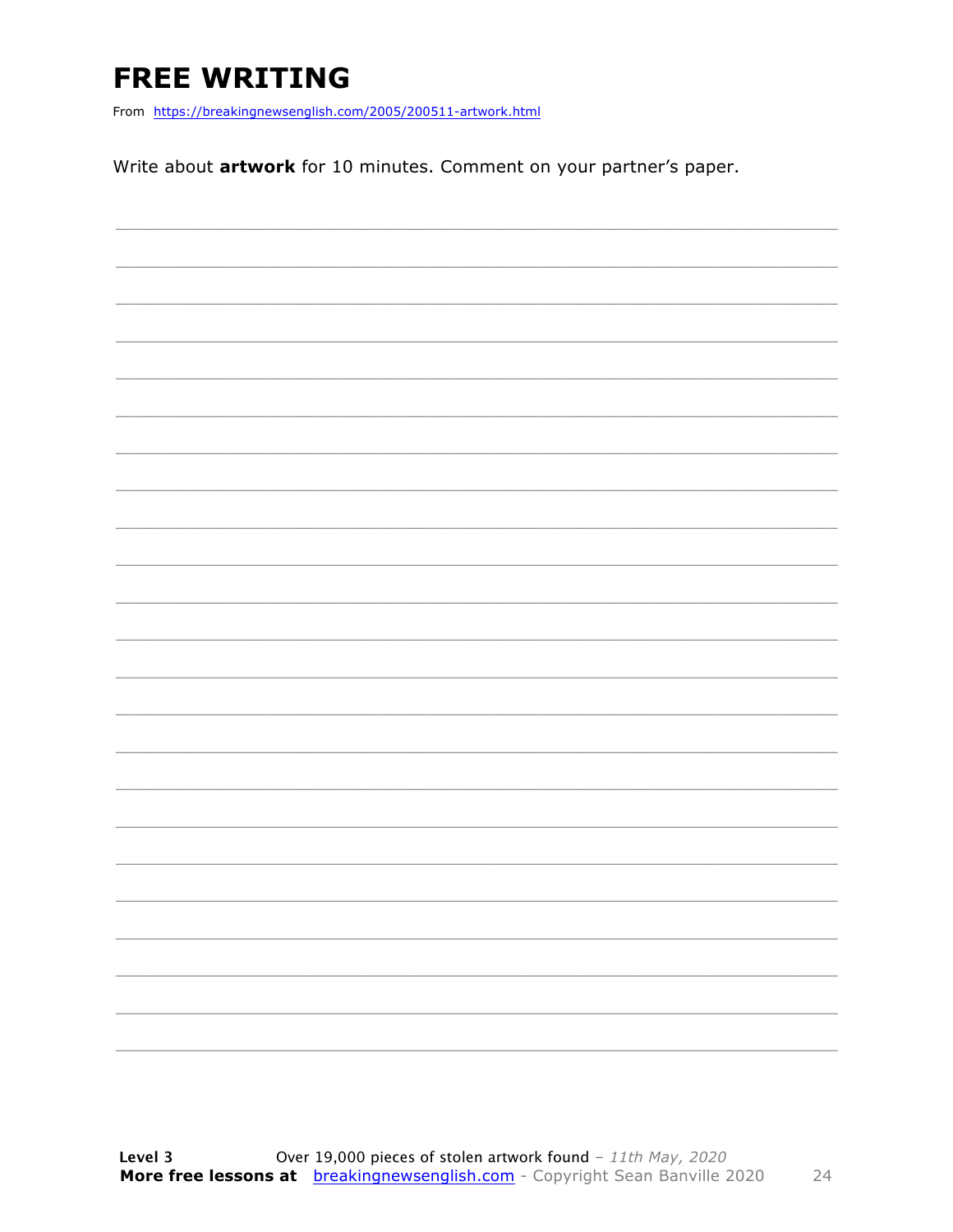# FREE WRITING

From https://breakingnewsenglish.com/2005/200511-artwork.html

Write about **artwork** for 10 minutes. Comment on your partner's paper.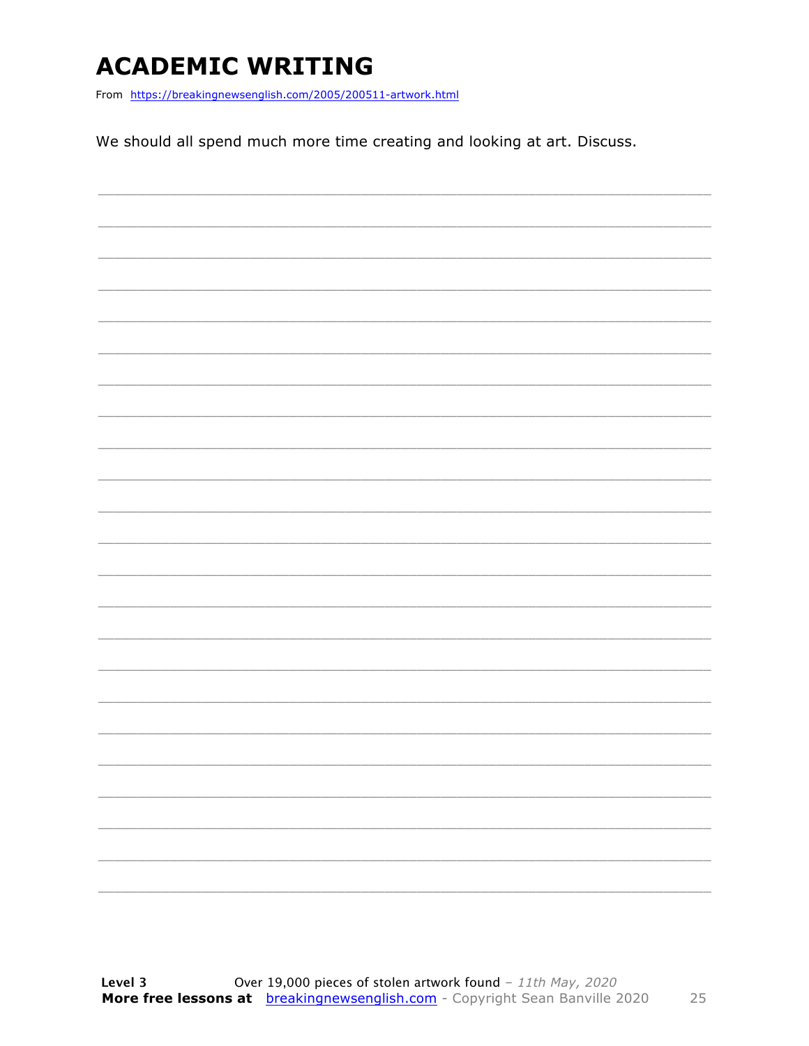# ACADEMIC WRITING

From https://breakingnewsenglish.com/2005/200511-artwork.html

We should all spend much more time creating and looking at art. Discuss.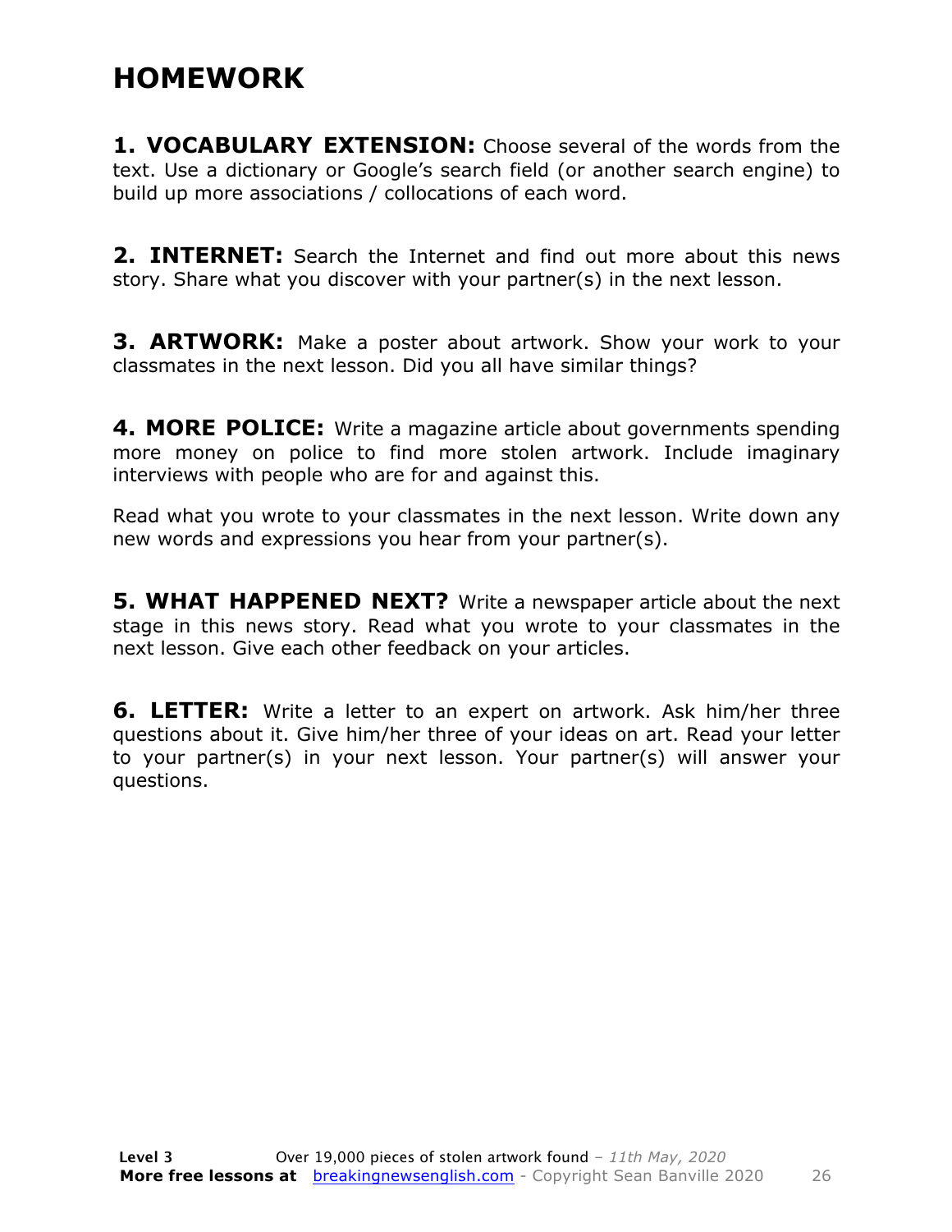# HOMEWORK

**1. VOCABULARY EXTENSION:** Choose several of the words from the text. Use a dictionary or Google's search field (or another search engine) to build up more associations / collocations of each word.

**2. INTERNET:** Search the Internet and find out more about this news story. Share what you discover with your partner(s) in the next lesson.

**3. ARTWORK:** Make a poster about artwork. Show your work to your classmates in the next lesson. Did you all have similar things?

**4. MORE POLICE:** Write a magazine article about governments spending more money on police to find more stolen artwork. Include imaginary interviews with people who are for and against this.

Read what you wrote to your classmates in the next lesson. Write down any new words and expressions you hear from your partner(s).

**5. WHAT HAPPENED NEXT?** Write a newspaper article about the next stage in this news story. Read what you wrote to your classmates in the next lesson. Give each other feedback on your articles.

**6. LETTER:** Write a letter to an expert on artwork. Ask him/her three questions about it. Give him/her three of your ideas on art. Read your letter to your partner(s) in your next lesson. Your partner(s) will answer your questions.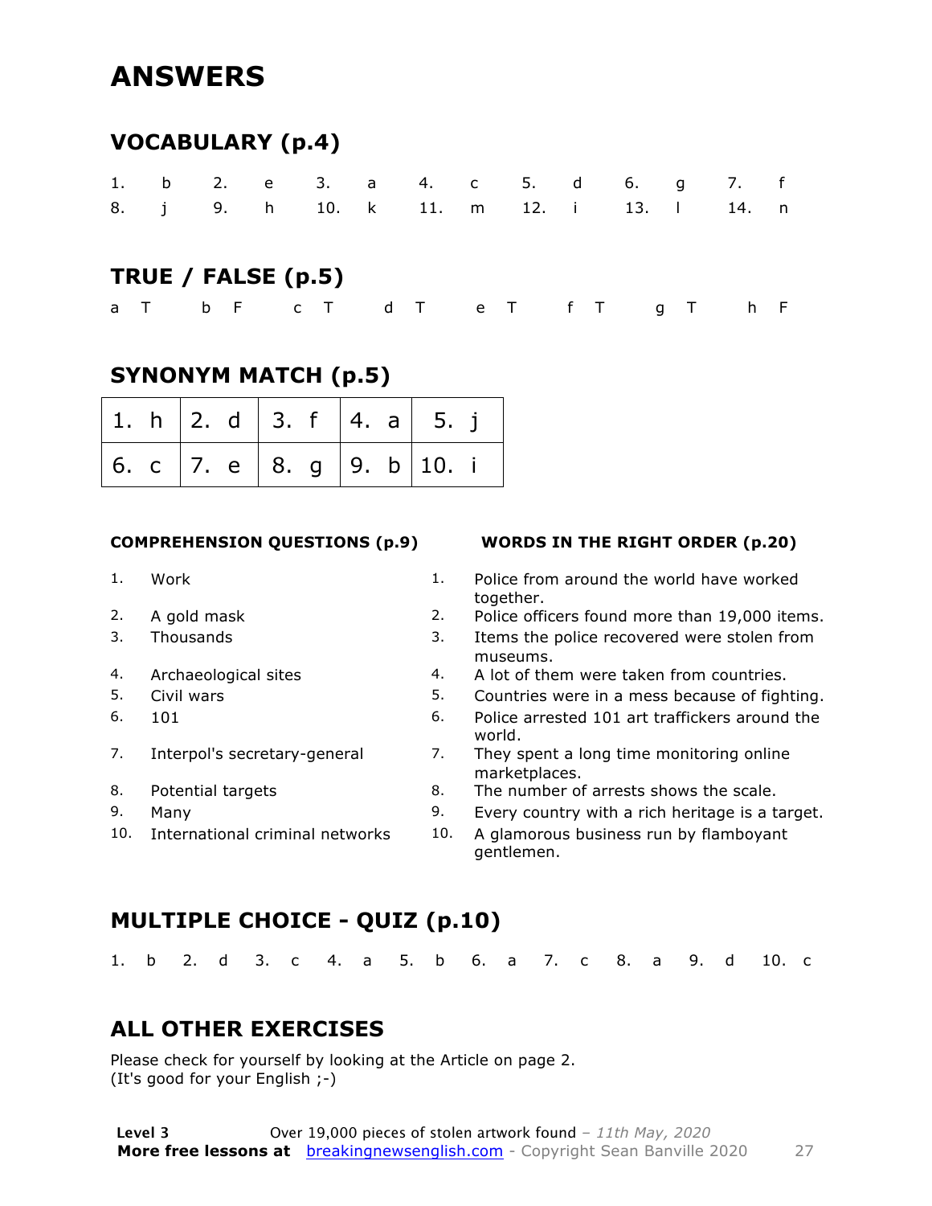# ANSWERS

## VOCABULARY (p.4)

| | | | | | | | | | | | | | |
|---|---|---|---|---|---|---|---|---|---|---|---|---|---|
| 1. | b | 2. | e | 3. | a | 4. | c | 5. | d | 6. | g | 7. | f |
| 8. | j | 9. | h | 10. | k | 11. | m | 12. | i | 13. | l | 14. | n |

## TRUE / FALSE (p.5)

a T    b F    c T    d T    e T    f T    g T    h F

## SYNONYM MATCH (p.5)

| | | | | |
|---|---|---|---|---|
| 1. h | 2. d | 3. f | 4. a | 5. j |
| 6. c | 7. e | 8. g | 9. b | 10. i |

**COMPREHENSION QUESTIONS (p.9)**

1. Work
2. A gold mask
3. Thousands
4. Archaeological sites
5. Civil wars
6. 101
7. Interpol's secretary-general
8. Potential targets
9. Many
10. International criminal networks

**WORDS IN THE RIGHT ORDER (p.20)**

1. Police from around the world have worked together.
2. Police officers found more than 19,000 items.
3. Items the police recovered were stolen from museums.
4. A lot of them were taken from countries.
5. Countries were in a mess because of fighting.
6. Police arrested 101 art traffickers around the world.
7. They spent a long time monitoring online marketplaces.
8. The number of arrests shows the scale.
9. Every country with a rich heritage is a target.
10. A glamorous business run by flamboyant gentlemen.

## MULTIPLE CHOICE - QUIZ (p.10)

1. b    2. d    3. c    4. a    5. b    6. a    7. c    8. a    9. d    10. c

## ALL OTHER EXERCISES

Please check for yourself by looking at the Article on page 2.
(It's good for your English ;-)